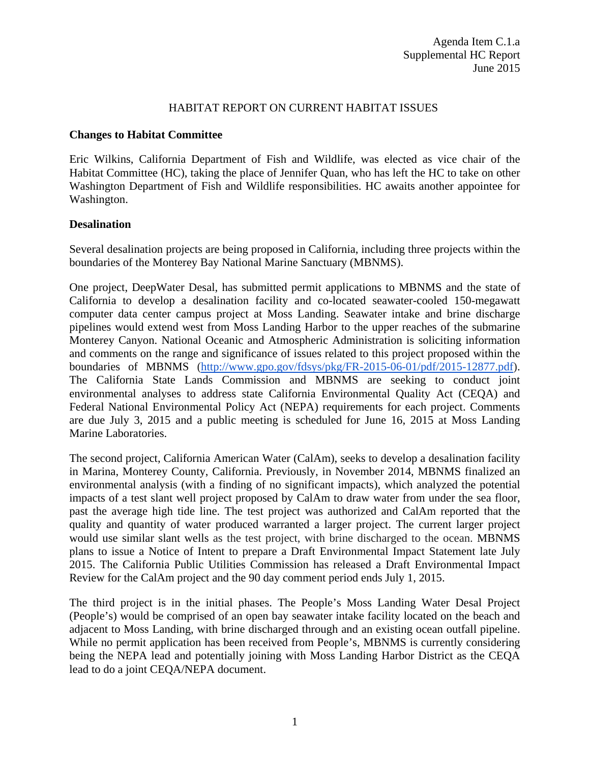Agenda Item C.1.a
Supplemental HC Report
June 2015

# HABITAT REPORT ON CURRENT HABITAT ISSUES

## Changes to Habitat Committee

Eric Wilkins, California Department of Fish and Wildlife, was elected as vice chair of the Habitat Committee (HC), taking the place of Jennifer Quan, who has left the HC to take on other Washington Department of Fish and Wildlife responsibilities. HC awaits another appointee for Washington.

## Desalination

Several desalination projects are being proposed in California, including three projects within the boundaries of the Monterey Bay National Marine Sanctuary (MBNMS).

One project, DeepWater Desal, has submitted permit applications to MBNMS and the state of California to develop a desalination facility and co-located seawater-cooled 150-megawatt computer data center campus project at Moss Landing. Seawater intake and brine discharge pipelines would extend west from Moss Landing Harbor to the upper reaches of the submarine Monterey Canyon. National Oceanic and Atmospheric Administration is soliciting information and comments on the range and significance of issues related to this project proposed within the boundaries of MBNMS (http://www.gpo.gov/fdsys/pkg/FR-2015-06-01/pdf/2015-12877.pdf). The California State Lands Commission and MBNMS are seeking to conduct joint environmental analyses to address state California Environmental Quality Act (CEQA) and Federal National Environmental Policy Act (NEPA) requirements for each project. Comments are due July 3, 2015 and a public meeting is scheduled for June 16, 2015 at Moss Landing Marine Laboratories.

The second project, California American Water (CalAm), seeks to develop a desalination facility in Marina, Monterey County, California. Previously, in November 2014, MBNMS finalized an environmental analysis (with a finding of no significant impacts), which analyzed the potential impacts of a test slant well project proposed by CalAm to draw water from under the sea floor, past the average high tide line. The test project was authorized and CalAm reported that the quality and quantity of water produced warranted a larger project. The current larger project would use similar slant wells as the test project, with brine discharged to the ocean. MBNMS plans to issue a Notice of Intent to prepare a Draft Environmental Impact Statement late July 2015. The California Public Utilities Commission has released a Draft Environmental Impact Review for the CalAm project and the 90 day comment period ends July 1, 2015.

The third project is in the initial phases. The People's Moss Landing Water Desal Project (People's) would be comprised of an open bay seawater intake facility located on the beach and adjacent to Moss Landing, with brine discharged through and an existing ocean outfall pipeline. While no permit application has been received from People's, MBNMS is currently considering being the NEPA lead and potentially joining with Moss Landing Harbor District as the CEQA lead to do a joint CEQA/NEPA document.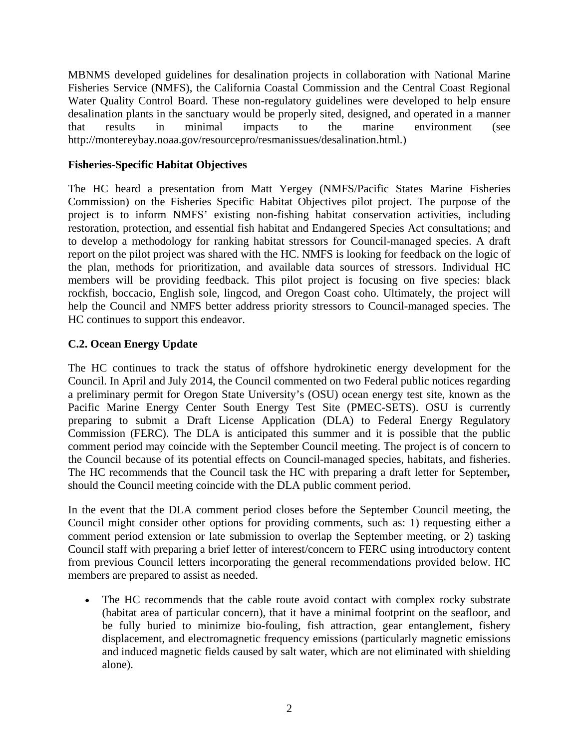MBNMS developed guidelines for desalination projects in collaboration with National Marine Fisheries Service (NMFS), the California Coastal Commission and the Central Coast Regional Water Quality Control Board. These non-regulatory guidelines were developed to help ensure desalination plants in the sanctuary would be properly sited, designed, and operated in a manner that results in minimal impacts to the marine environment (see http://montereybay.noaa.gov/resourcepro/resmanissues/desalination.html.)

**Fisheries-Specific Habitat Objectives**

The HC heard a presentation from Matt Yergey (NMFS/Pacific States Marine Fisheries Commission) on the Fisheries Specific Habitat Objectives pilot project. The purpose of the project is to inform NMFS' existing non-fishing habitat conservation activities, including restoration, protection, and essential fish habitat and Endangered Species Act consultations; and to develop a methodology for ranking habitat stressors for Council-managed species. A draft report on the pilot project was shared with the HC. NMFS is looking for feedback on the logic of the plan, methods for prioritization, and available data sources of stressors. Individual HC members will be providing feedback. This pilot project is focusing on five species: black rockfish, boccacio, English sole, lingcod, and Oregon Coast coho. Ultimately, the project will help the Council and NMFS better address priority stressors to Council-managed species. The HC continues to support this endeavor.

**C.2. Ocean Energy Update**

The HC continues to track the status of offshore hydrokinetic energy development for the Council. In April and July 2014, the Council commented on two Federal public notices regarding a preliminary permit for Oregon State University's (OSU) ocean energy test site, known as the Pacific Marine Energy Center South Energy Test Site (PMEC-SETS). OSU is currently preparing to submit a Draft License Application (DLA) to Federal Energy Regulatory Commission (FERC). The DLA is anticipated this summer and it is possible that the public comment period may coincide with the September Council meeting. The project is of concern to the Council because of its potential effects on Council-managed species, habitats, and fisheries. The HC recommends that the Council task the HC with preparing a draft letter for September**,** should the Council meeting coincide with the DLA public comment period.

In the event that the DLA comment period closes before the September Council meeting, the Council might consider other options for providing comments, such as: 1) requesting either a comment period extension or late submission to overlap the September meeting, or 2) tasking Council staff with preparing a brief letter of interest/concern to FERC using introductory content from previous Council letters incorporating the general recommendations provided below. HC members are prepared to assist as needed.

- The HC recommends that the cable route avoid contact with complex rocky substrate (habitat area of particular concern), that it have a minimal footprint on the seafloor, and be fully buried to minimize bio-fouling, fish attraction, gear entanglement, fishery displacement, and electromagnetic frequency emissions (particularly magnetic emissions and induced magnetic fields caused by salt water, which are not eliminated with shielding alone).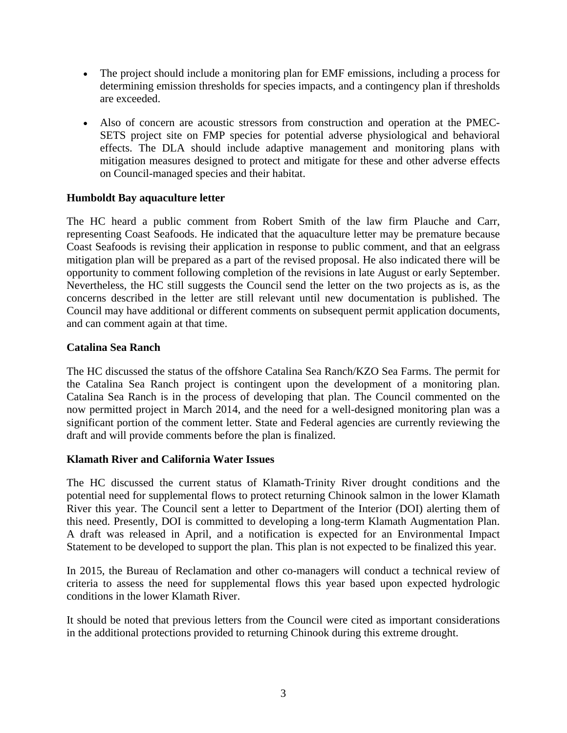- The project should include a monitoring plan for EMF emissions, including a process for determining emission thresholds for species impacts, and a contingency plan if thresholds are exceeded.

- Also of concern are acoustic stressors from construction and operation at the PMEC-SETS project site on FMP species for potential adverse physiological and behavioral effects. The DLA should include adaptive management and monitoring plans with mitigation measures designed to protect and mitigate for these and other adverse effects on Council-managed species and their habitat.

**Humboldt Bay aquaculture letter**

The HC heard a public comment from Robert Smith of the law firm Plauche and Carr, representing Coast Seafoods. He indicated that the aquaculture letter may be premature because Coast Seafoods is revising their application in response to public comment, and that an eelgrass mitigation plan will be prepared as a part of the revised proposal. He also indicated there will be opportunity to comment following completion of the revisions in late August or early September. Nevertheless, the HC still suggests the Council send the letter on the two projects as is, as the concerns described in the letter are still relevant until new documentation is published. The Council may have additional or different comments on subsequent permit application documents, and can comment again at that time.

**Catalina Sea Ranch**

The HC discussed the status of the offshore Catalina Sea Ranch/KZO Sea Farms. The permit for the Catalina Sea Ranch project is contingent upon the development of a monitoring plan. Catalina Sea Ranch is in the process of developing that plan. The Council commented on the now permitted project in March 2014, and the need for a well-designed monitoring plan was a significant portion of the comment letter. State and Federal agencies are currently reviewing the draft and will provide comments before the plan is finalized.

**Klamath River and California Water Issues**

The HC discussed the current status of Klamath-Trinity River drought conditions and the potential need for supplemental flows to protect returning Chinook salmon in the lower Klamath River this year. The Council sent a letter to Department of the Interior (DOI) alerting them of this need. Presently, DOI is committed to developing a long-term Klamath Augmentation Plan. A draft was released in April, and a notification is expected for an Environmental Impact Statement to be developed to support the plan. This plan is not expected to be finalized this year.

In 2015, the Bureau of Reclamation and other co-managers will conduct a technical review of criteria to assess the need for supplemental flows this year based upon expected hydrologic conditions in the lower Klamath River.

It should be noted that previous letters from the Council were cited as important considerations in the additional protections provided to returning Chinook during this extreme drought.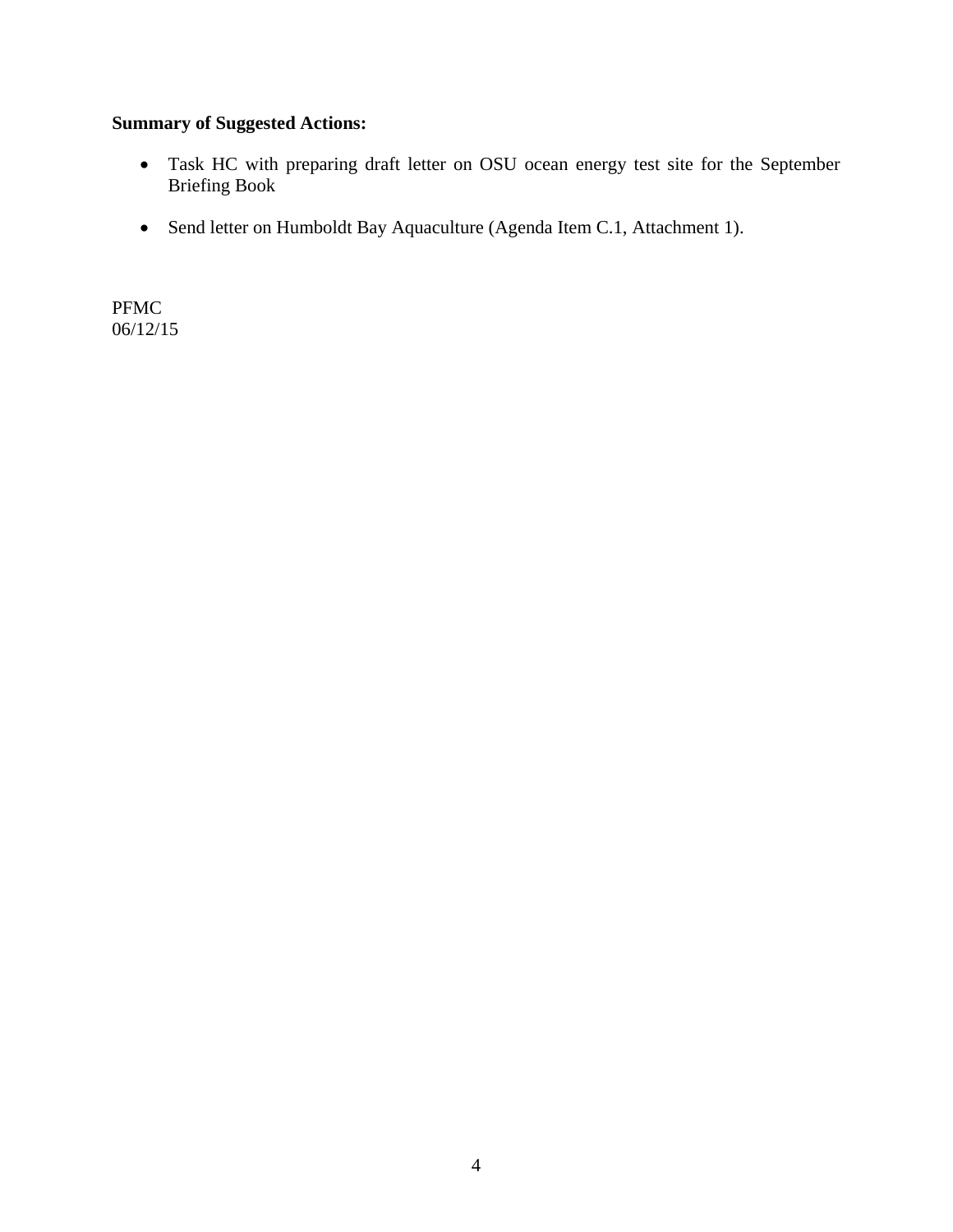**Summary of Suggested Actions:**

- Task HC with preparing draft letter on OSU ocean energy test site for the September Briefing Book
- Send letter on Humboldt Bay Aquaculture (Agenda Item C.1, Attachment 1).

PFMC
06/12/15